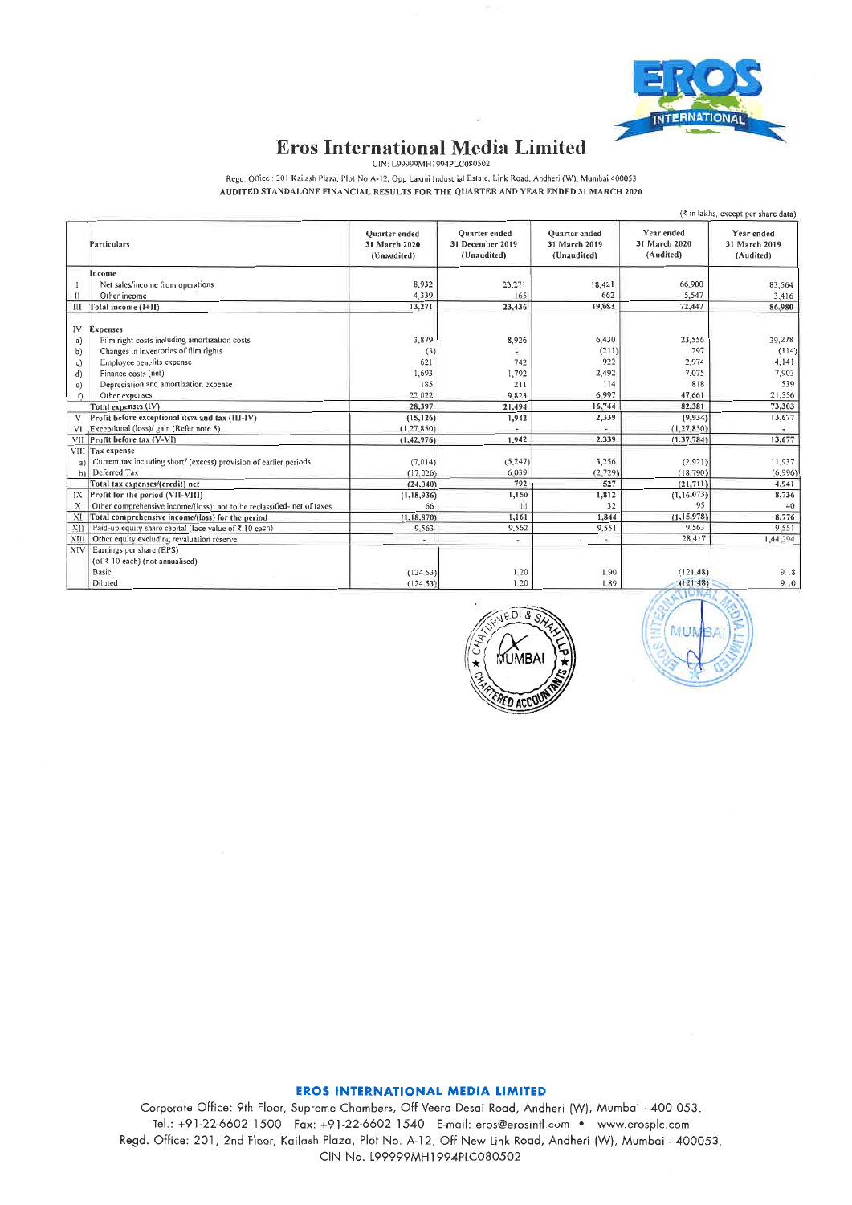# Eros International Media Limited

CIN: L99999MH1994PLC080502

Regd. Office : 201 Kailash Plaza, Plot No A-12, Opp Laxmi Industrial Estate, Link Road, Andheri (W), Mumbai 400053

**AUDITED STANDALONE FINANCIAL RESULTS FOR THE QUARTER AND YEAR ENDED 31 MARCH 2020**

(₹ in lakhs, except per share data)

| | Particulars | Quarter ended 31 March 2020 (Unaudited) | Quarter ended 31 December 2019 (Unaudited) | Quarter ended 31 March 2019 (Unaudited) | Year ended 31 March 2020 (Audited) | Year ended 31 March 2019 (Audited) |
|---|---|---|---|---|---|---|
| | **Income** | | | | | |
| I | Net sales/income from operations | 8,932 | 23,271 | 18,421 | 66,900 | 83,564 |
| II | Other income | 4,339 | 165 | 662 | 5,547 | 3,416 |
| III | **Total income (I+II)** | 13,271 | 23,436 | 19,083 | 72,447 | 86,980 |
| IV | **Expenses** | | | | | |
| a) | Film right costs including amortization costs | 3,879 | 8,926 | 6,430 | 23,556 | 39,278 |
| b) | Changes in inventories of film rights | (3) | - | (211) | 297 | (114) |
| c) | Employee benefits expense | 621 | 742 | 922 | 2,974 | 4,141 |
| d) | Finance costs (net) | 1,693 | 1,792 | 2,492 | 7,075 | 7,903 |
| e) | Depreciation and amortization expense | 185 | 211 | 114 | 818 | 539 |
| f) | Other expenses | 22,022 | 9,823 | 6,997 | 47,661 | 21,556 |
| | **Total expenses (IV)** | 28,397 | 21,494 | 16,744 | 82,381 | 73,303 |
| V | **Profit before exceptional item and tax (III-IV)** | (15,126) | 1,942 | 2,339 | (9,934) | 13,677 |
| VI | Exceptional (loss)/ gain (Refer note 5) | (1,27,850) | - | - | (1,27,850) | - |
| VII | **Profit before tax (V-VI)** | (1,42,976) | 1,942 | 2,339 | (1,37,784) | 13,677 |
| VIII | **Tax expense** | | | | | |
| a) | Current tax including short/ (excess) provision of earlier periods | (7,014) | (5,247) | 3,256 | (2,921) | 11,937 |
| b) | Deferred Tax | (17,026) | 6,039 | (2,729) | (18,790) | (6,996) |
| | **Total tax expenses/(credit) net** | (24,040) | 792 | 527 | (21,711) | 4,941 |
| IX | **Profit for the period (VII-VIII)** | (1,18,936) | 1,150 | 1,812 | (1,16,073) | 8,736 |
| X | Other comprehensive income/(loss) not to be reclassified- net of taxes | 66 | 11 | 32 | 95 | 40 |
| XI | **Total comprehensive income/(loss) for the period** | (1,18,870) | 1,161 | 1,844 | (1,15,978) | 8,776 |
| XII | Paid-up equity share capital (face value of ₹ 10 each) | 9,563 | 9,562 | 9,551 | 9,563 | 9,551 |
| XIII | Other equity excluding revaluation reserve | - | - | - | 28,417 | 1,44,294 |
| XIV | Earnings per share (EPS) (of ₹ 10 each) (not annualised) | | | | | |
| | Basic | (124.53) | 1.20 | 1.90 | (121.48) | 9.18 |
| | Diluted | (124.53) | 1.20 | 1.89 | (121.48) | 9.10 |

**EROS INTERNATIONAL MEDIA LIMITED**

Corporate Office: 9th Floor, Supreme Chambers, Off Veera Desai Road, Andheri (W), Mumbai - 400 053.
Tel.: +91-22-6602 1500 Fax: +91-22-6602 1540 E-mail: eros@erosintl.com • www.erosplc.com
Regd. Office: 201, 2nd Floor, Kailash Plaza, Plot No. A-12, Off New Link Road, Andheri (W), Mumbai - 400053.
CIN No. L99999MH1994PLC080502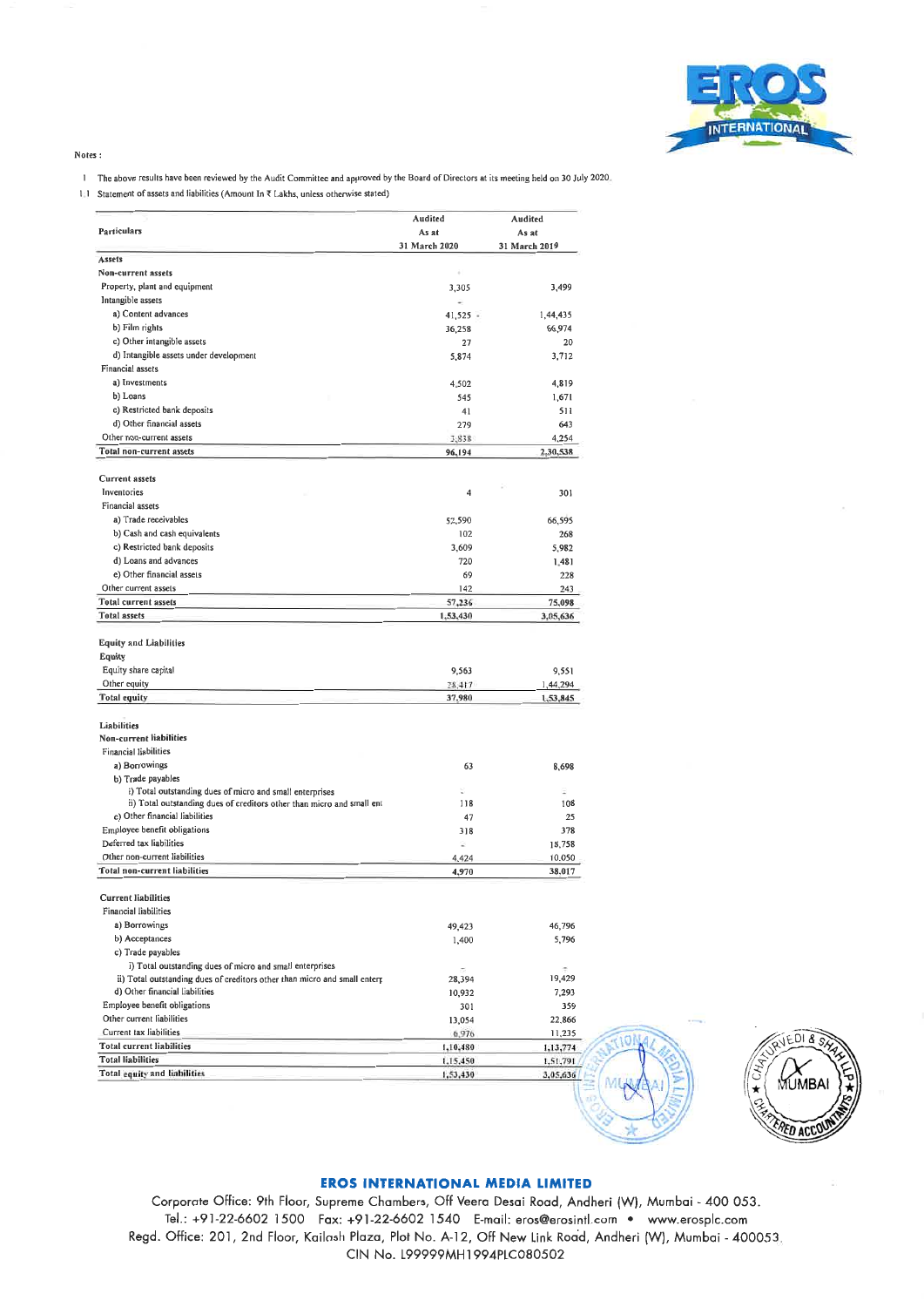Notes :

1 The above results have been reviewed by the Audit Committee and approved by the Board of Directors at its meeting held on 30 July 2020.

1.1 Statement of assets and liabilities (Amount In ₹ Lakhs, unless otherwise stated)

| Particulars | Audited As at 31 March 2020 | Audited As at 31 March 2019 |
|---|---|---|
| **Assets** | | |
| **Non-current assets** | | |
| Property, plant and equipment | 3,305 | 3,499 |
| Intangible assets | | |
| a) Content advances | 41,525 | 1,44,435 |
| b) Film rights | 36,258 | 66,974 |
| c) Other intangible assets | 27 | 20 |
| d) Intangible assets under development | 5,874 | 3,712 |
| Financial assets | | |
| a) Investments | 4,502 | 4,819 |
| b) Loans | 545 | 1,671 |
| c) Restricted bank deposits | 41 | 511 |
| d) Other financial assets | 279 | 643 |
| Other non-current assets | 3,838 | 4,254 |
| **Total non-current assets** | **96,194** | **2,30,538** |
| | | |
| **Current assets** | | |
| Inventories | 4 | 301 |
| Financial assets | | |
| a) Trade receivables | 52,590 | 66,595 |
| b) Cash and cash equivalents | 102 | 268 |
| c) Restricted bank deposits | 3,609 | 5,982 |
| d) Loans and advances | 720 | 1,481 |
| e) Other financial assets | 69 | 228 |
| Other current assets | 142 | 243 |
| **Total current assets** | **57,236** | **75,098** |
| **Total assets** | **1,53,430** | **3,05,636** |
| | | |
| **Equity and Liabilities** | | |
| **Equity** | | |
| Equity share capital | 9,563 | 9,551 |
| Other equity | 28,417 | 1,44,294 |
| **Total equity** | **37,980** | **1,53,845** |
| | | |
| **Liabilities** | | |
| **Non-current liabilities** | | |
| Financial liabilities | | |
| a) Borrowings | 63 | 8,698 |
| b) Trade payables | | |
| i) Total outstanding dues of micro and small enterprises | - | - |
| ii) Total outstanding dues of creditors other than micro and small ent | 118 | 108 |
| c) Other financial liabilities | 47 | 25 |
| Employee benefit obligations | 318 | 378 |
| Deferred tax liabilities | - | 18,758 |
| Other non-current liabilities | 4,424 | 10,050 |
| **Total non-current liabilities** | **4,970** | **38,017** |
| | | |
| **Current liabilities** | | |
| Financial liabilities | | |
| a) Borrowings | 49,423 | 46,796 |
| b) Acceptances | 1,400 | 5,796 |
| c) Trade payables | | |
| i) Total outstanding dues of micro and small enterprises | - | - |
| ii) Total outstanding dues of creditors other than micro and small enterp | 28,394 | 19,429 |
| d) Other financial liabilities | 10,932 | 7,293 |
| Employee benefit obligations | 301 | 359 |
| Other current liabilities | 13,054 | 22,866 |
| Current tax liabilities | 6,976 | 11,235 |
| **Total current liabilities** | **1,10,480** | **1,13,774** |
| **Total liabilities** | **1,15,450** | **1,51,791** |
| **Total equity and liabilities** | **1,53,430** | **3,05,636** |

**EROS INTERNATIONAL MEDIA LIMITED**

Corporate Office: 9th Floor, Supreme Chambers, Off Veera Desai Road, Andheri (W), Mumbai - 400 053.
Tel.: +91-22-6602 1500 Fax: +91-22-6602 1540 E-mail: eros@erosintl.com • www.erosplc.com
Regd. Office: 201, 2nd Floor, Kailash Plaza, Plot No. A-12, Off New Link Road, Andheri (W), Mumbai - 400053.
CIN No. L99999MH1994PLC080502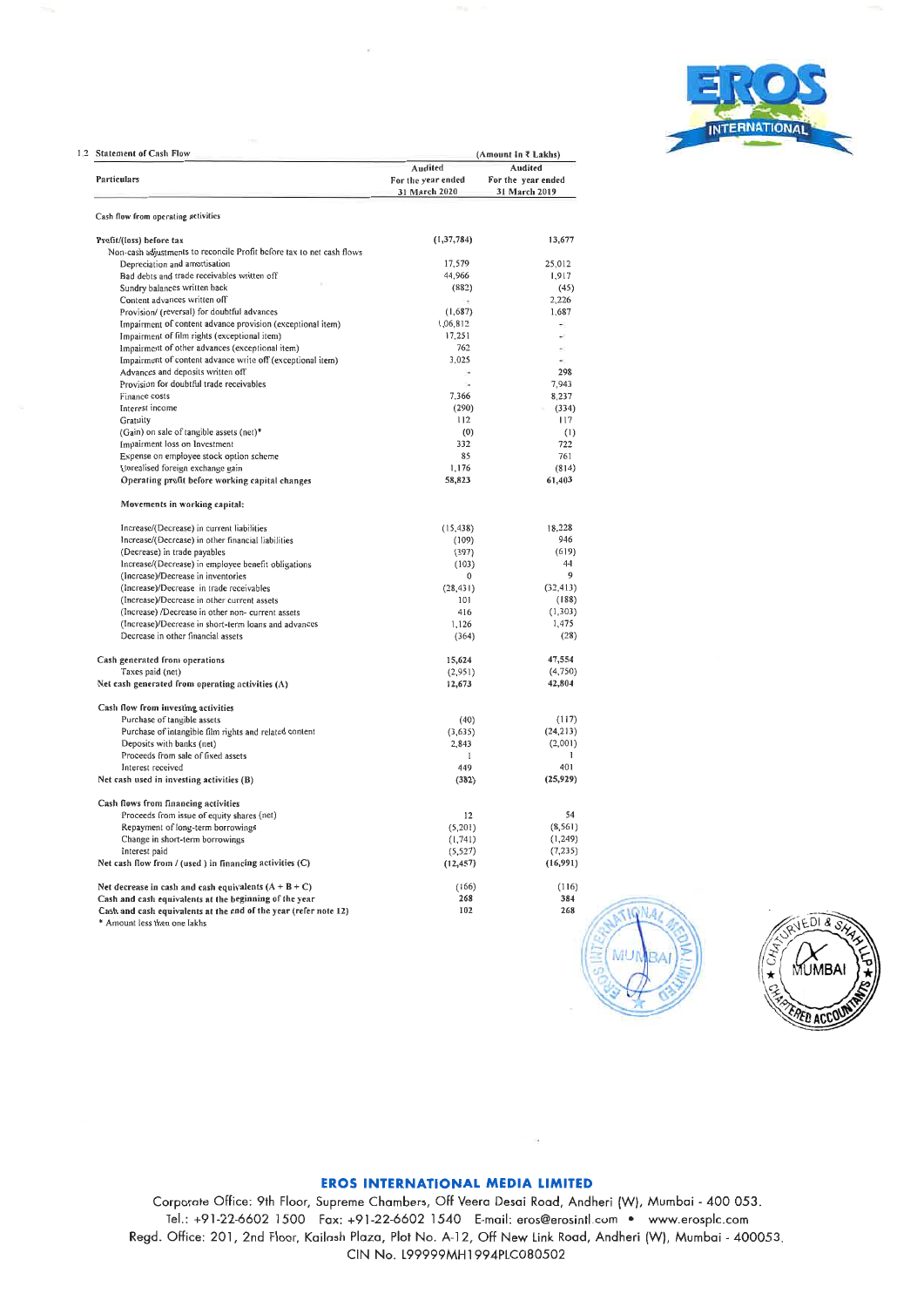1.2 Statement of Cash Flow

| Particulars | Audited For the year ended 31 March 2020 | Audited For the year ended 31 March 2019 |
|---|---|---|
| | (Amount In ₹ Lakhs) | |
| **Cash flow from operating activities** | | |
| **Profit/(loss) before tax** | **(1,37,784)** | **13,677** |
| Non-cash adjustments to reconcile Profit before tax to net cash flows | | |
| Depreciation and amortisation | 17,579 | 25,012 |
| Bad debts and trade receivables written off | 44,966 | 1,917 |
| Sundry balances written back | (882) | (45) |
| Content advances written off | - | 2,226 |
| Provision/ (reversal) for doubtful advances | (1,687) | 1,687 |
| Impairment of content advance provision (exceptional item) | 1,06,812 | - |
| Impairment of film rights (exceptional item) | 17,251 | - |
| Impairment of other advances (exceptional item) | 762 | - |
| Impairment of content advance write off (exceptional item) | 3,025 | - |
| Advances and deposits written off | - | 298 |
| Provision for doubtful trade receivables | - | 7,943 |
| Finance costs | 7,366 | 8,237 |
| Interest income | (290) | (334) |
| Gratuity | 112 | 117 |
| (Gain) on sale of tangible assets (net)* | (0) | (1) |
| Impairment loss on Investment | 332 | 722 |
| Expense on employee stock option scheme | 85 | 761 |
| Unrealised foreign exchange gain | 1,176 | (814) |
| **Operating profit before working capital changes** | **58,823** | **61,403** |
| **Movements in working capital:** | | |
| Increase/(Decrease) in current liabilities | (15,438) | 18,228 |
| Increase/(Decrease) in other financial liabilities | (109) | 946 |
| (Decrease) in trade payables | (397) | (619) |
| Increase/(Decrease) in employee benefit obligations | (103) | 44 |
| (Increase)/Decrease in inventories | 0 | 9 |
| (Increase)/Decrease in trade receivables | (28,431) | (32,413) |
| (Increase)/Decrease in other current assets | 101 | (188) |
| (Increase) /Decrease in other non- current assets | 416 | (1,303) |
| (Increase)/Decrease in short-term loans and advances | 1,126 | 1,475 |
| Decrease in other financial assets | (364) | (28) |
| **Cash generated from operations** | **15,624** | **47,554** |
| Taxes paid (net) | (2,951) | (4,750) |
| **Net cash generated from operating activities (A)** | **12,673** | **42,804** |
| **Cash flow from investing activities** | | |
| Purchase of tangible assets | (40) | (117) |
| Purchase of intangible film rights and related content | (3,635) | (24,213) |
| Deposits with banks (net) | 2,843 | (2,001) |
| Proceeds from sale of fixed assets | 1 | 1 |
| Interest received | 449 | 401 |
| **Net cash used in investing activities (B)** | **(382)** | **(25,929)** |
| **Cash flows from financing activities** | | |
| Proceeds from issue of equity shares (net) | 12 | 54 |
| Repayment of long-term borrowings | (5,201) | (8,561) |
| Change in short-term borrowings | (1,741) | (1,249) |
| Interest paid | (5,527) | (7,235) |
| **Net cash flow from / (used ) in financing activities (C)** | **(12,457)** | **(16,991)** |
| **Net decrease in cash and cash equivalents (A + B + C)** | **(166)** | **(116)** |
| **Cash and cash equivalents at the beginning of the year** | **268** | **384** |
| **Cash and cash equivalents at the end of the year (refer note 12)** | **102** | **268** |

\* Amount less than one lakhs

**EROS INTERNATIONAL MEDIA LIMITED**

Corporate Office: 9th Floor, Supreme Chambers, Off Veera Desai Road, Andheri (W), Mumbai - 400 053.
Tel.: +91-22-6602 1500 Fax: +91-22-6602 1540 E-mail: eros@erosintl.com • www.erosplc.com
Regd. Office: 201, 2nd Floor, Kailash Plaza, Plot No. A-12, Off New Link Road, Andheri (W), Mumbai - 400053.
CIN No. L99999MH1994PLC080502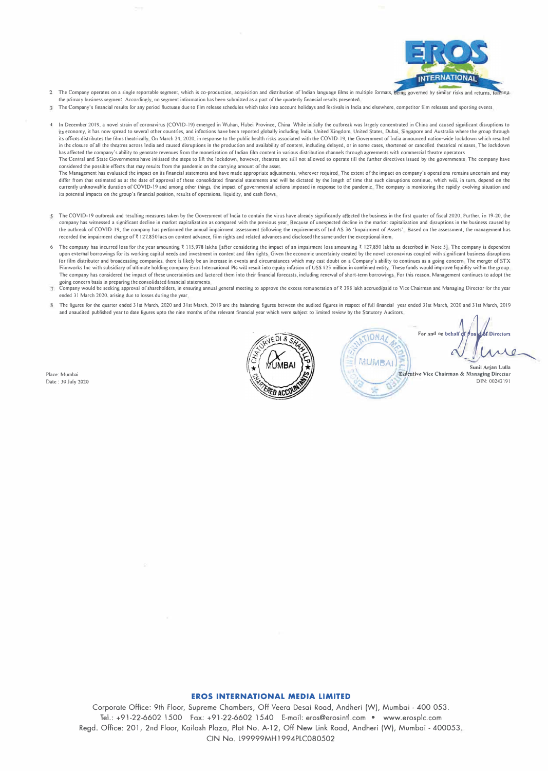2. The Company operates on a single reportable segment, which is co-production, acquisition and distribution of Indian language films in multiple formats, being governed by similar risks and returns, forming the primary business segment. Accordingly, no segment information has been submitted as a part of the quarterly financial results presented.

3. The Company's financial results for any period fluctuate due to film release schedules which take into account holidays and festivals in India and elsewhere, competitor film releases and sporting events.

4. In December 2019, a novel strain of coronavirus (COVID-19) emerged in Wuhan, Hubei Province, China. While initially the outbreak was largely concentrated in China and caused significant disruptions to its economy, it has now spread to several other countries, and infections have been reported globally including India, United Kingdom, United States, Dubai, Singapore and Australia where the group through its offices distributes the films theatrically. On March 24, 2020, in response to the public health risks associated with the COVID-19, the Government of India announced nation-wide lockdown which resulted in the closure of all the theatres across India and caused disruptions in the production and availability of content, including delayed, or in some cases, shortened or cancelled theatrical releases. The lockdown has affected the company's ability to generate revenues from the monetization of Indian film content in various distribution channels through agreements with commercial theatre operators.
The Central and State Governments have initiated the steps to lift the lockdown, however, theatres are still not allowed to operate till the further directives issued by the governments. The company have considered the possible effects that may results from the pandemic on the carrying amount of the asset.
The Management has evaluated the impact on its financial statements and have made appropriate adjustments, wherever required. The extent of the impact on company's operations remains uncertain and may differ from that estimated as at the date of approval of these consolidated financial statements and will be dictated by the length of time that such disruptions continue, which will, in turn, depend on the currently unknowable duration of COVID-19 and among other things, the impact of governmental actions imposed in response to the pandemic. The company is monitoring the rapidly evolving situation and its potential impacts on the group's financial position, results of operations, liquidity, and cash flows.

5. The COVID-19 outbreak and resulting measures taken by the Government of India to contain the virus have already significantly affected the business in the first quarter of fiscal 2020. Further, in 19-20, the company has witnessed a significant decline in market capitalization as compared with the previous year. Because of unexpected decline in the market capitalization and disruptions in the business caused by the outbreak of COVID-19, the company has performed the annual impairment assessment following the requirements of Ind AS 36 'Impairment of Assets'. Based on the assessment, the management has recorded the impairment charge of ₹ 127,850 lacs on content advance, film rights and related advances and disclosed the same under the exceptional item.

6. The company has incurred loss for the year amounting ₹ 115,978 lakhs [after considering the impact of an impairment loss amounting ₹ 127,850 lakhs as described in Note 5]. The company is dependent upon external borrowings for its working capital needs and investment in content and film rights. Given the economic uncertainty created by the novel coronavirus coupled with significant business disruptions for film distributer and broadcasting companies, there is likely be an increase in events and circumstances which may cast doubt on a Company's ability to continues as a going concern. The merger of STX Filmworks Inc with subsidiary of ultimate holding company Eros International Plc will result into equity infusion of US$ 125 million in combined entity. These funds would improve liquidity within the group. The company has considered the impact of these uncertainties and factored them into their financial forecasts, including renewal of short-term borrowings. For this reason, Management continues to adopt the going concern basis in preparing the consolidated financial statements.

7. Company would be seeking approval of shareholders, in ensuring annual general meeting to approve the excess remuneration of ₹ 398 lakh accrued/paid to Vice Chairman and Managing Director for the year ended 31 March 2020, arising due to losses during the year.

8. The figures for the quarter ended 31st March, 2020 and 31st March, 2019 are the balancing figures between the audited figures in respect of full financial year ended 31st March, 2020 and 31st March, 2019 and unaudited published year to date figures upto the nine months of the relevant financial year which were subject to limited review by the Statutory Auditors.

For and on behalf of Board of Directors

Sunil Arjan Lulla
Executive Vice Chairman & Managing Director
DIN: 00243191

Place: Mumbai
Date: 30 July 2020

**EROS INTERNATIONAL MEDIA LIMITED**
Corporate Office: 9th Floor, Supreme Chambers, Off Veera Desai Road, Andheri (W), Mumbai - 400 053.
Tel.: +91-22-6602 1500 Fax: +91-22-6602 1540 E-mail: eros@erosintl.com • www.erosplc.com
Regd. Office: 201, 2nd Floor, Kailash Plaza, Plot No. A-12, Off New Link Road, Andheri (W), Mumbai - 400053.
CIN No. L99999MH1994PLC080502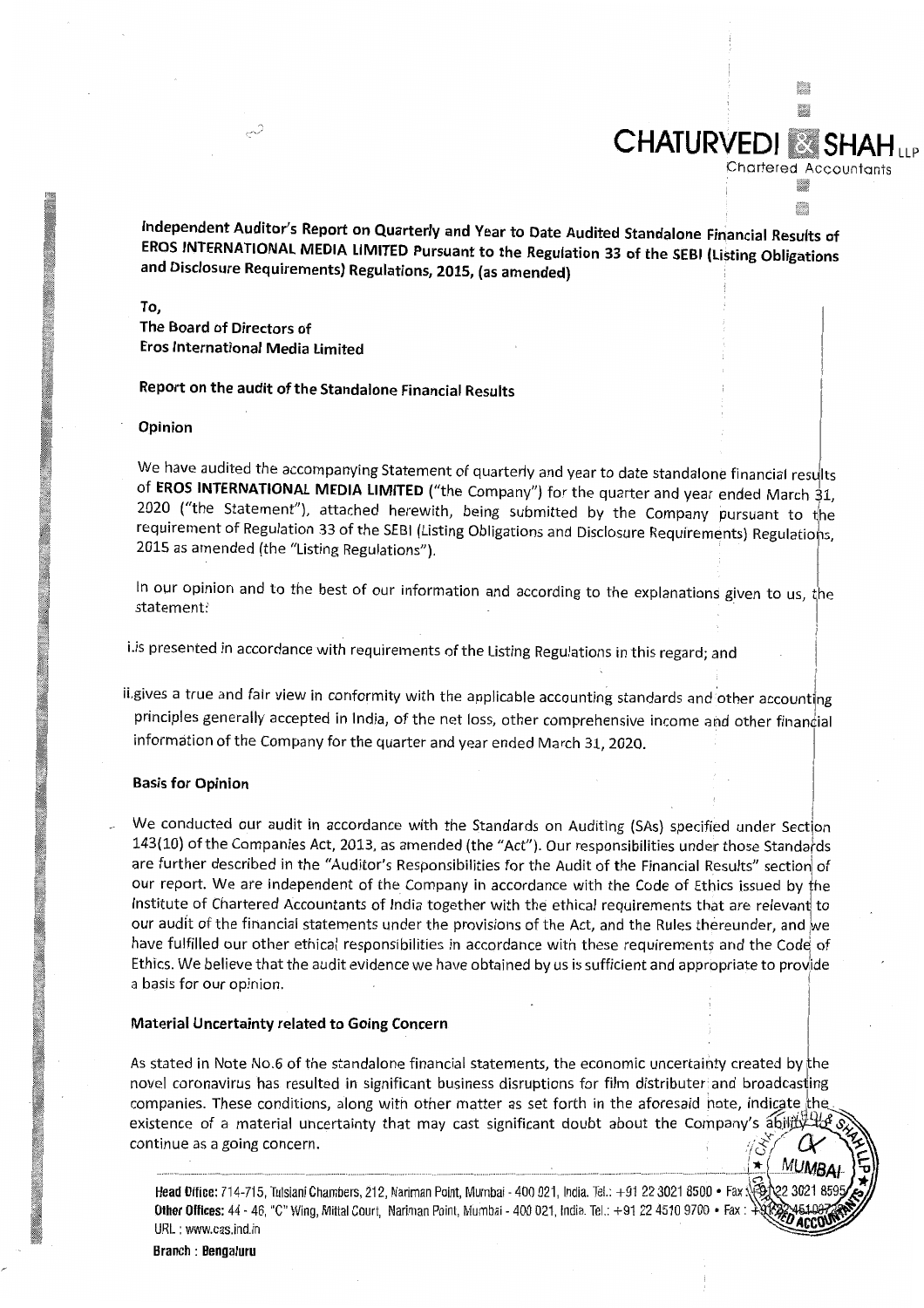**CHATURVEDI & SHAH LLP**
Chartered Accountants

**Independent Auditor's Report on Quarterly and Year to Date Audited Standalone Financial Results of EROS INTERNATIONAL MEDIA LIMITED Pursuant to the Regulation 33 of the SEBI (Listing Obligations and Disclosure Requirements) Regulations, 2015, (as amended)**

**To,**
**The Board of Directors of**
**Eros International Media Limited**

**Report on the audit of the Standalone Financial Results**

**Opinion**

We have audited the accompanying Statement of quarterly and year to date standalone financial results of **EROS INTERNATIONAL MEDIA LIMITED** ("the Company") for the quarter and year ended March 31, 2020 ("the Statement"), attached herewith, being submitted by the Company pursuant to the requirement of Regulation 33 of the SEBI (Listing Obligations and Disclosure Requirements) Regulations, 2015 as amended (the "Listing Regulations").

In our opinion and to the best of our information and according to the explanations given to us, the statement:

i. is presented in accordance with requirements of the Listing Regulations in this regard; and

ii. gives a true and fair view in conformity with the applicable accounting standards and other accounting principles generally accepted in India, of the net loss, other comprehensive income and other financial information of the Company for the quarter and year ended March 31, 2020.

**Basis for Opinion**

We conducted our audit in accordance with the Standards on Auditing (SAs) specified under Section 143(10) of the Companies Act, 2013, as amended (the "Act"). Our responsibilities under those Standards are further described in the "Auditor's Responsibilities for the Audit of the Financial Results" section of our report. We are independent of the Company in accordance with the Code of Ethics issued by the Institute of Chartered Accountants of India together with the ethical requirements that are relevant to our audit of the financial statements under the provisions of the Act, and the Rules thereunder, and we have fulfilled our other ethical responsibilities in accordance with these requirements and the Code of Ethics. We believe that the audit evidence we have obtained by us is sufficient and appropriate to provide a basis for our opinion.

**Material Uncertainty related to Going Concern**

As stated in Note No.6 of the standalone financial statements, the economic uncertainty created by the novel coronavirus has resulted in significant business disruptions for film distributer and broadcasting companies. These conditions, along with other matter as set forth in the aforesaid note, indicate the existence of a material uncertainty that may cast significant doubt about the Company's ability to continue as a going concern.

**Head Office:** 714-715, Tulsiani Chambers, 212, Nariman Point, Mumbai - 400 021, India. Tel.: +91 22 3021 8500 • Fax : +91 22 3021 8595
**Other Offices:** 44 - 46, "C" Wing, Mittal Court, Nariman Point, Mumbai - 400 021, India. Tel.: +91 22 4510 9700 • Fax : +91 22 4510 9722
URL : www.cas.ind.in
**Branch : Bengaluru**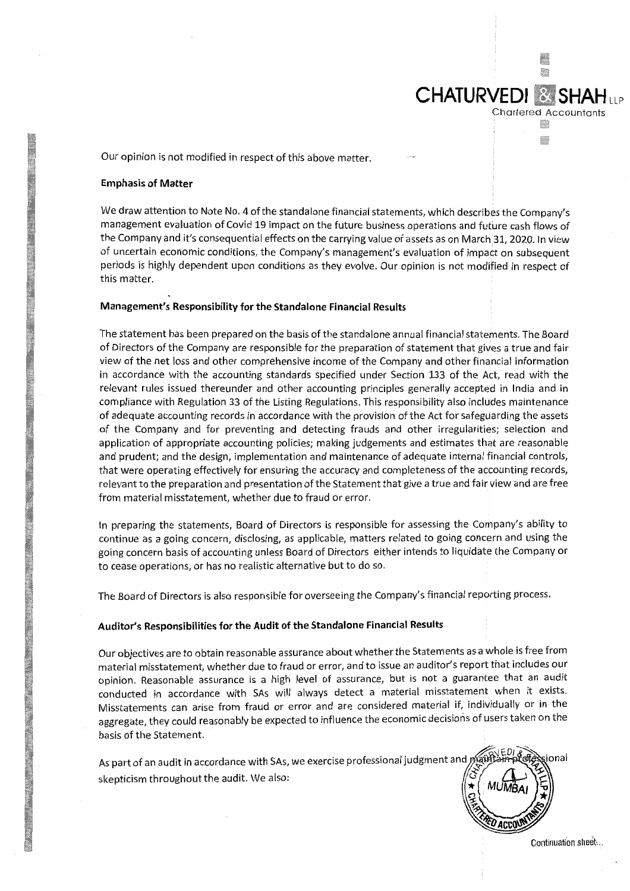Our opinion is not modified in respect of this above matter.

### Emphasis of Matter

We draw attention to Note No. 4 of the standalone financial statements, which describes the Company's management evaluation of Covid 19 impact on the future business operations and future cash flows of the Company and it's consequential effects on the carrying value of assets as on March 31, 2020. In view of uncertain economic conditions, the Company's management's evaluation of impact on subsequent periods is highly dependent upon conditions as they evolve. Our opinion is not modified in respect of this matter.

### Management's Responsibility for the Standalone Financial Results

The statement has been prepared on the basis of the standalone annual financial statements. The Board of Directors of the Company are responsible for the preparation of statement that gives a true and fair view of the net loss and other comprehensive income of the Company and other financial information in accordance with the accounting standards specified under Section 133 of the Act, read with the relevant rules issued thereunder and other accounting principles generally accepted in India and in compliance with Regulation 33 of the Listing Regulations. This responsibility also includes maintenance of adequate accounting records in accordance with the provision of the Act for safeguarding the assets of the Company and for preventing and detecting frauds and other irregularities; selection and application of appropriate accounting policies; making judgements and estimates that are reasonable and prudent; and the design, implementation and maintenance of adequate internal financial controls, that were operating effectively for ensuring the accuracy and completeness of the accounting records, relevant to the preparation and presentation of the Statement that give a true and fair view and are free from material misstatement, whether due to fraud or error.

In preparing the statements, Board of Directors is responsible for assessing the Company's ability to continue as a going concern, disclosing, as applicable, matters related to going concern and using the going concern basis of accounting unless Board of Directors either intends to liquidate the Company or to cease operations, or has no realistic alternative but to do so.

The Board of Directors is also responsible for overseeing the Company's financial reporting process.

### Auditor's Responsibilities for the Audit of the Standalone Financial Results

Our objectives are to obtain reasonable assurance about whether the Statements as a whole is free from material misstatement, whether due to fraud or error, and to issue an auditor's report that includes our opinion. Reasonable assurance is a high level of assurance, but is not a guarantee that an audit conducted in accordance with SAs will always detect a material misstatement when it exists. Misstatements can arise from fraud or error and are considered material if, individually or in the aggregate, they could reasonably be expected to influence the economic decisions of users taken on the basis of the Statement.

As part of an audit in accordance with SAs, we exercise professional judgment and maintain professional skepticism throughout the audit. We also: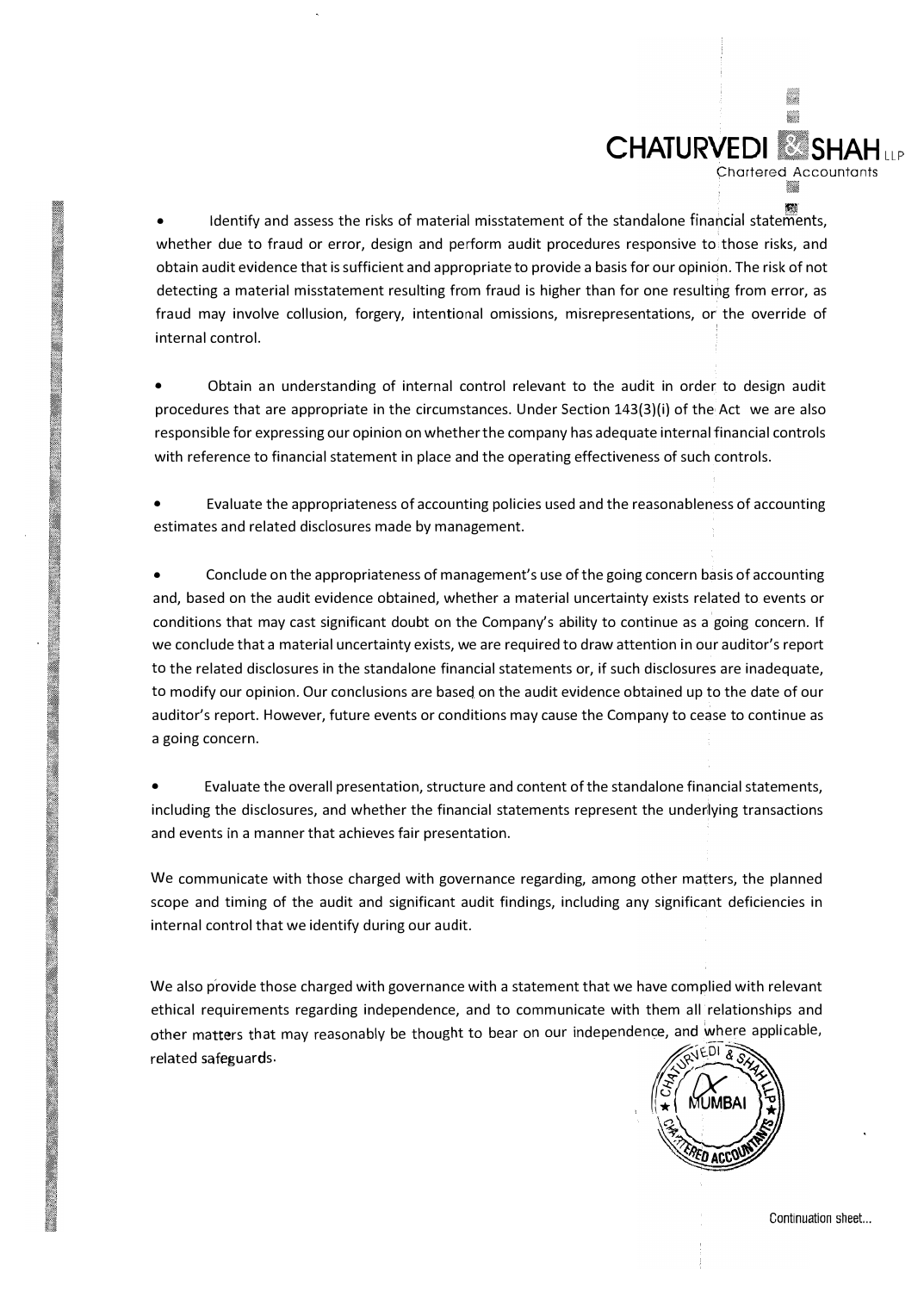- Identify and assess the risks of material misstatement of the standalone financial statements, whether due to fraud or error, design and perform audit procedures responsive to those risks, and obtain audit evidence that is sufficient and appropriate to provide a basis for our opinion. The risk of not detecting a material misstatement resulting from fraud is higher than for one resulting from error, as fraud may involve collusion, forgery, intentional omissions, misrepresentations, or the override of internal control.

- Obtain an understanding of internal control relevant to the audit in order to design audit procedures that are appropriate in the circumstances. Under Section 143(3)(i) of the Act we are also responsible for expressing our opinion on whether the company has adequate internal financial controls with reference to financial statement in place and the operating effectiveness of such controls.

- Evaluate the appropriateness of accounting policies used and the reasonableness of accounting estimates and related disclosures made by management.

- Conclude on the appropriateness of management's use of the going concern basis of accounting and, based on the audit evidence obtained, whether a material uncertainty exists related to events or conditions that may cast significant doubt on the Company's ability to continue as a going concern. If we conclude that a material uncertainty exists, we are required to draw attention in our auditor's report to the related disclosures in the standalone financial statements or, if such disclosures are inadequate, to modify our opinion. Our conclusions are based on the audit evidence obtained up to the date of our auditor's report. However, future events or conditions may cause the Company to cease to continue as a going concern.

- Evaluate the overall presentation, structure and content of the standalone financial statements, including the disclosures, and whether the financial statements represent the underlying transactions and events in a manner that achieves fair presentation.

We communicate with those charged with governance regarding, among other matters, the planned scope and timing of the audit and significant audit findings, including any significant deficiencies in internal control that we identify during our audit.

We also provide those charged with governance with a statement that we have complied with relevant ethical requirements regarding independence, and to communicate with them all relationships and other matters that may reasonably be thought to bear on our independence, and where applicable, related safeguards.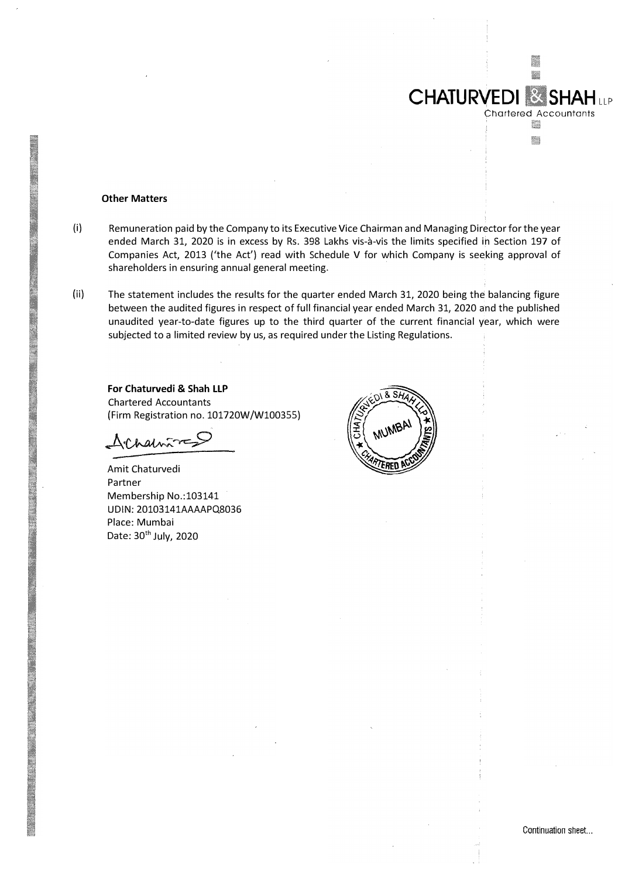**CHATURVEDI & SHAH LLP**
Chartered Accountants

**Other Matters**

(i) Remuneration paid by the Company to its Executive Vice Chairman and Managing Director for the year ended March 31, 2020 is in excess by Rs. 398 Lakhs vis-à-vis the limits specified in Section 197 of Companies Act, 2013 ('the Act') read with Schedule V for which Company is seeking approval of shareholders in ensuring annual general meeting.

(ii) The statement includes the results for the quarter ended March 31, 2020 being the balancing figure between the audited figures in respect of full financial year ended March 31, 2020 and the published unaudited year-to-date figures up to the third quarter of the current financial year, which were subjected to a limited review by us, as required under the Listing Regulations.

**For Chaturvedi & Shah LLP**
Chartered Accountants
(Firm Registration no. 101720W/W100355)

Amit Chaturvedi
Partner
Membership No.:103141
UDIN: 20103141AAAAPQ8036
Place: Mumbai
Date: 30th July, 2020

Continuation sheet...